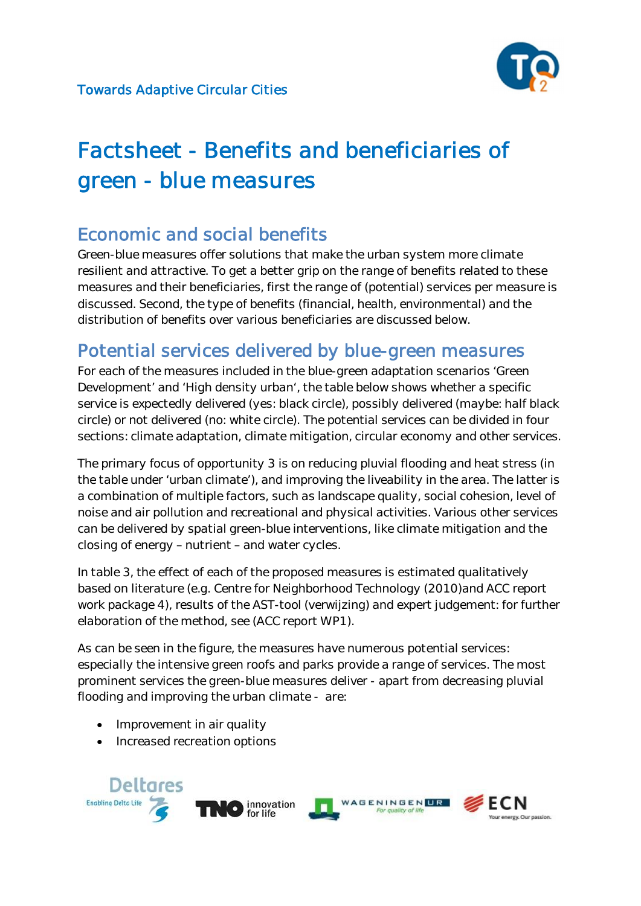Towards Adaptive Circular Cities

# Factsheet - Benefits and beneficiaries of green - blue measures

## Economic and social benefits

Green-blue measures offer solutions that make the urban system more climate resilient and attractive. To get a better grip on the range of benefits related to these measures and their beneficiaries, first the range of (potential) services per measure is discussed. Second, the type of benefits (financial, health, environmental) and the distribution of benefits over various beneficiaries are discussed below.

## Potential services delivered by blue-green measures

For each of the measures included in the blue-green adaptation scenarios 'Green Development' and 'High density urban', the table below shows whether a specific service is expectedly delivered (yes: black circle), possibly delivered (maybe: half black circle) or not delivered (no: white circle). The potential services can be divided in four sections: climate adaptation, climate mitigation, circular economy and other services.

The primary focus of opportunity 3 is on reducing pluvial flooding and heat stress (in the table under 'urban climate'), and improving the liveability in the area. The latter is a combination of multiple factors, such as landscape quality, social cohesion, level of noise and air pollution and recreational and physical activities. Various other services can be delivered by spatial green-blue interventions, like climate mitigation and the closing of energy – nutrient – and water cycles.

In table 3, the effect of each of the proposed measures is estimated qualitatively based on literature (e.g. Centre for Neighborhood Technology (2010)and ACC report work package 4), results of the AST-tool (verwijzing) and expert judgement: for further elaboration of the method, see (ACC report WP1).

As can be seen in the figure, the measures have numerous potential services: especially the intensive green roofs and parks provide a range of services. The most prominent services the green-blue measures deliver - apart from decreasing pluvial flooding and improving the urban climate - are:

- Improvement in air quality
- Increased recreation options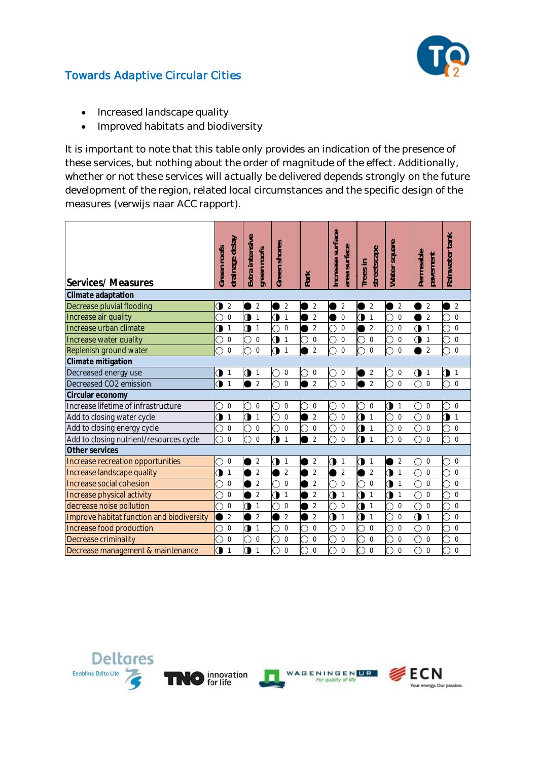Towards Adaptive Circular Cities

- Increased landscape quality
- Improved habitats and biodiversity

It is important to note that this table only provides an indication of the presence of these services, but nothing about the order of magnitude of the effect. Additionally, whether or not these services will actually be delivered depends strongly on the future development of the region, related local circumstances and the specific design of the measures (verwijs naar ACC rapport).

| Services/ Measures | Green roofs drainage delay | Extra intensive green roofs | Green shores | Park | Increase surface area surface | Trees in streetscape | Water square | Permeable pavement | Rainwater tank |
|---|---|---|---|---|---|---|---|---|---|
| **Climate adaptation** | | | | | | | | | |
| Decrease pluvial flooding | ◑ 2 | ● 2 | ● 2 | ● 2 | ● 2 | ● 2 | ● 2 | ● 2 | ● 2 |
| Increase air quality | ○ 0 | ◑ 1 | ◑ 1 | ● 2 | ● 0 | ◑ 1 | ○ 0 | ● 2 | ○ 0 |
| Increase urban climate | ◑ 1 | ◑ 1 | ○ 0 | ● 2 | ○ 0 | ● 2 | ○ 0 | ◑ 1 | ○ 0 |
| Increase water quality | ○ 0 | ○ 0 | ◑ 1 | ○ 0 | ○ 0 | ○ 0 | ○ 0 | ◑ 1 | ○ 0 |
| Replenish ground water | ○ 0 | ○ 0 | ◑ 1 | ● 2 | ○ 0 | ○ 0 | ○ 0 | ● 2 | ○ 0 |
| **Climate mitigation** | | | | | | | | | |
| Decreased energy use | ◑ 1 | ◑ 1 | ○ 0 | ○ 0 | ○ 0 | ● 2 | ○ 0 | ◑ 1 | ◑ 1 |
| Decreased CO2 emission | ◑ 1 | ● 2 | ○ 0 | ● 2 | ○ 0 | ● 2 | ○ 0 | ○ 0 | ○ 0 |
| **Circular economy** | | | | | | | | | |
| Increase lifetime of infrastructure | ○ 0 | ○ 0 | ○ 0 | ○ 0 | ○ 0 | ○ 0 | ◑ 1 | ○ 0 | ○ 0 |
| Add to closing water cycle | ◑ 1 | ◑ 1 | ○ 0 | ● 2 | ○ 0 | ◑ 1 | ○ 0 | ○ 0 | ◑ 1 |
| Add to closing energy cycle | ○ 0 | ○ 0 | ○ 0 | ○ 0 | ○ 0 | ◑ 1 | ○ 0 | ○ 0 | ○ 0 |
| Add to closing nutrient/resources cycle | ○ 0 | ○ 0 | ◑ 1 | ● 2 | ○ 0 | ◑ 1 | ○ 0 | ○ 0 | ○ 0 |
| **Other services** | | | | | | | | | |
| Increase recreation opportunities | ○ 0 | ● 2 | ◑ 1 | ● 2 | ◑ 1 | ◑ 1 | ● 2 | ○ 0 | ○ 0 |
| Increase landscape quality | ◑ 1 | ● 2 | ● 2 | ● 2 | ● 2 | ● 2 | ◑ 1 | ○ 0 | ○ 0 |
| Increase social cohesion | ○ 0 | ● 2 | ○ 0 | ● 2 | ○ 0 | ○ 0 | ◑ 1 | ○ 0 | ○ 0 |
| Increase physical activity | ○ 0 | ● 2 | ◑ 1 | ● 2 | ◑ 1 | ◑ 1 | ◑ 1 | ○ 0 | ○ 0 |
| decrease noise pollution | ○ 0 | ◑ 1 | ○ 0 | ● 2 | ○ 0 | ◑ 1 | ○ 0 | ○ 0 | ○ 0 |
| Improve habitat function and biodiversity | ● 2 | ● 2 | ● 2 | ● 2 | ◑ 1 | ◑ 1 | ○ 0 | ◑ 1 | ○ 0 |
| Increase food production | ○ 0 | ◑ 1 | ○ 0 | ○ 0 | ○ 0 | ○ 0 | ○ 0 | ○ 0 | ○ 0 |
| Decrease criminality | ○ 0 | ○ 0 | ○ 0 | ○ 0 | ○ 0 | ○ 0 | ○ 0 | ○ 0 | ○ 0 |
| Decrease management & maintenance | ◑ 1 | ◑ 1 | ○ 0 | ○ 0 | ○ 0 | ○ 0 | ○ 0 | ○ 0 | ○ 0 |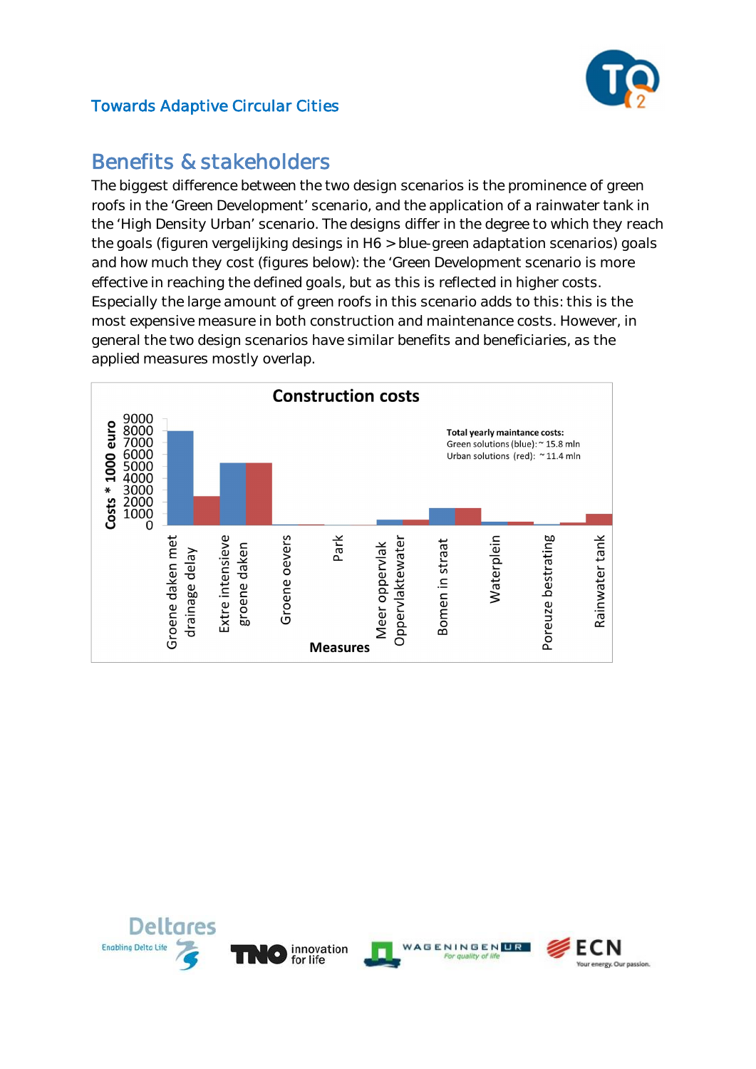## Benefits & stakeholders

The biggest difference between the two design scenarios is the prominence of green roofs in the 'Green Development' scenario, and the application of a rainwater tank in the 'High Density Urban' scenario. The designs differ in the degree to which they reach the goals (figuren vergelijking desings in H6 > blue-green adaptation scenarios) goals and how much they cost (figures below): the 'Green Development scenario is more effective in reaching the defined goals, but as this is reflected in higher costs. Especially the large amount of green roofs in this scenario adds to this: this is the most expensive measure in both construction and maintenance costs. However, in general the two design scenarios have similar benefits and beneficiaries, as the applied measures mostly overlap.

**Construction costs**

Total yearly maintance costs:
Green solutions (blue): ~ 15.8 mln
Urban solutions (red): ~ 11.4 mln

Costs * 1000 euro

Measures: Groene daken met drainage delay; Extre intensieve groene daken; Groene oevers; Park; Meer oppervlak Oppervlaktewater; Bomen in straat; Waterplein; Poreuze bestrating; Rainwater tank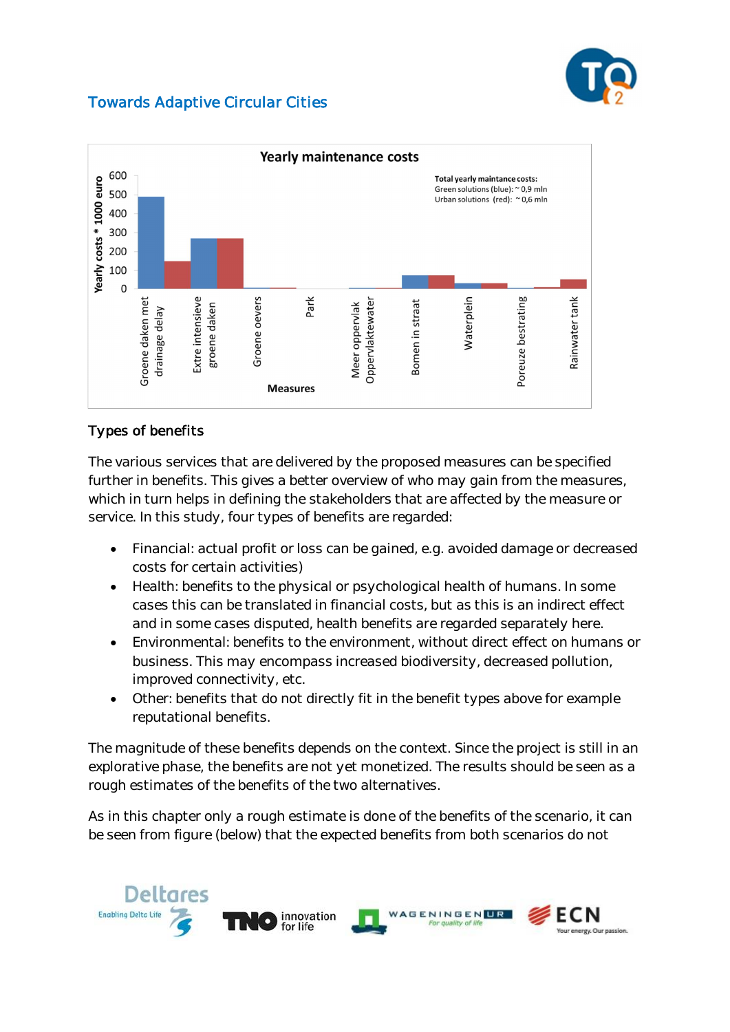**Yearly maintenance costs**

Total yearly maintance costs:
Green solutions (blue): ~ 0,9 mln
Urban solutions (red): ~ 0,6 mln

Yearly costs * 1000 euro

Measures: Groene daken met drainage delay; Extre intensieve groene daken; Groene oevers; Park; Meer oppervlak Oppervlaktewater; Bomen in straat; Waterplein; Poreuze bestrating; Rainwater tank

## Types of benefits

The various services that are delivered by the proposed measures can be specified further in benefits. This gives a better overview of who may gain from the measures, which in turn helps in defining the stakeholders that are affected by the measure or service. In this study, four types of benefits are regarded:

- Financial: actual profit or loss can be gained, e.g. avoided damage or decreased costs for certain activities)
- Health: benefits to the physical or psychological health of humans. In some cases this can be translated in financial costs, but as this is an indirect effect and in some cases disputed, health benefits are regarded separately here.
- Environmental: benefits to the environment, without direct effect on humans or business. This may encompass increased biodiversity, decreased pollution, improved connectivity, etc.
- Other: benefits that do not directly fit in the benefit types above for example reputational benefits.

The magnitude of these benefits depends on the context. Since the project is still in an explorative phase, the benefits are not yet monetized. The results should be seen as a rough estimates of the benefits of the two alternatives.

As in this chapter only a rough estimate is done of the benefits of the scenario, it can be seen from figure (below) that the expected benefits from both scenarios do not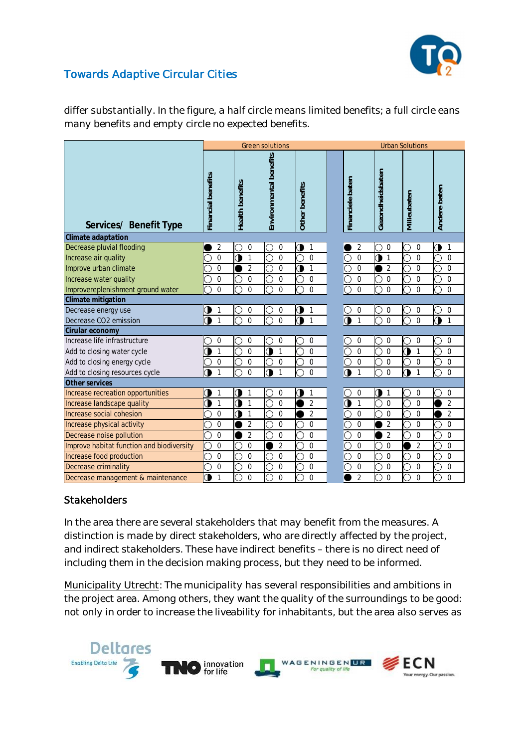differ substantially. In the figure, a half circle means limited benefits; a full circle eans many benefits and empty circle no expected benefits.

| Services/ Benefit Type | Green solutions | | | | | Urban Solutions | | | |
|---|---|---|---|---|---|---|---|---|---|
| | Financial benefits | Health benefits | Environmental benefits | Other benefits | | Financiele baten | Gezondheidsbaten | Milieubaten | Andere baten |
| **Climate adaptation** | | | | | | | | | |
| Decrease pluvial flooding | ● 2 | ○ 0 | ○ 0 | ◑ 1 | | ● 2 | ○ 0 | ○ 0 | ◑ 1 |
| Increase air quality | ○ 0 | ◑ 1 | ○ 0 | ○ 0 | | ○ 0 | ◑ 1 | ○ 0 | ○ 0 |
| Improve urban climate | ○ 0 | ● 2 | ○ 0 | ◑ 1 | | ○ 0 | ● 2 | ○ 0 | ○ 0 |
| Increase water quality | ○ 0 | ○ 0 | ○ 0 | ○ 0 | | ○ 0 | ○ 0 | ○ 0 | ○ 0 |
| Improvereplenishment ground water | ○ 0 | ○ 0 | ○ 0 | ○ 0 | | ○ 0 | ○ 0 | ○ 0 | ○ 0 |
| **Climate mitigation** | | | | | | | | | |
| Decrease energy use | ◑ 1 | ○ 0 | ○ 0 | ◑ 1 | | ○ 0 | ○ 0 | ○ 0 | ○ 0 |
| Decrease CO2 emission | ◑ 1 | ○ 0 | ○ 0 | ◑ 1 | | ◑ 1 | ○ 0 | ○ 0 | ◑ 1 |
| **Cirular economy** | | | | | | | | | |
| Increase life infrastructure | ○ 0 | ○ 0 | ○ 0 | ○ 0 | | ○ 0 | ○ 0 | ○ 0 | ○ 0 |
| Add to closing water cycle | ◑ 1 | ○ 0 | ◑ 1 | ○ 0 | | ○ 0 | ○ 0 | ◑ 1 | ○ 0 |
| Add to closing energy cycle | ○ 0 | ○ 0 | ○ 0 | ○ 0 | | ○ 0 | ○ 0 | ○ 0 | ○ 0 |
| Add to closing resources cycle | ◑ 1 | ○ 0 | ◑ 1 | ○ 0 | | ◑ 1 | ○ 0 | ◑ 1 | ○ 0 |
| **Other services** | | | | | | | | | |
| Increase recreation opportunities | ◑ 1 | ◑ 1 | ○ 0 | ◑ 1 | | ○ 0 | ◑ 1 | ○ 0 | ○ 0 |
| Increase landscape quality | ◑ 1 | ◑ 1 | ○ 0 | ● 2 | | ◑ 1 | ○ 0 | ○ 0 | ● 2 |
| Increase social cohesion | ○ 0 | ◑ 1 | ○ 0 | ● 2 | | ○ 0 | ○ 0 | ○ 0 | ● 2 |
| Increase physical activity | ○ 0 | ● 2 | ○ 0 | ○ 0 | | ○ 0 | ● 2 | ○ 0 | ○ 0 |
| Decrease noise pollution | ○ 0 | ● 2 | ○ 0 | ○ 0 | | ○ 0 | ● 2 | ○ 0 | ○ 0 |
| Improve habitat function and biodiversity | ○ 0 | ○ 0 | ● 2 | ○ 0 | | ○ 0 | ○ 0 | ● 2 | ○ 0 |
| Increase food production | ○ 0 | ○ 0 | ○ 0 | ○ 0 | | ○ 0 | ○ 0 | ○ 0 | ○ 0 |
| Decrease criminality | ○ 0 | ○ 0 | ○ 0 | ○ 0 | | ○ 0 | ○ 0 | ○ 0 | ○ 0 |
| Decrease management & maintenance | ◑ 1 | ○ 0 | ○ 0 | ○ 0 | | ● 2 | ○ 0 | ○ 0 | ○ 0 |

## Stakeholders

In the area there are several stakeholders that may benefit from the measures. A distinction is made by direct stakeholders, who are directly affected by the project, and indirect stakeholders. These have indirect benefits – there is no direct need of including them in the decision making process, but they need to be informed.

Municipality Utrecht: The municipality has several responsibilities and ambitions in the project area. Among others, they want the quality of the surroundings to be good: not only in order to increase the liveability for inhabitants, but the area also serves as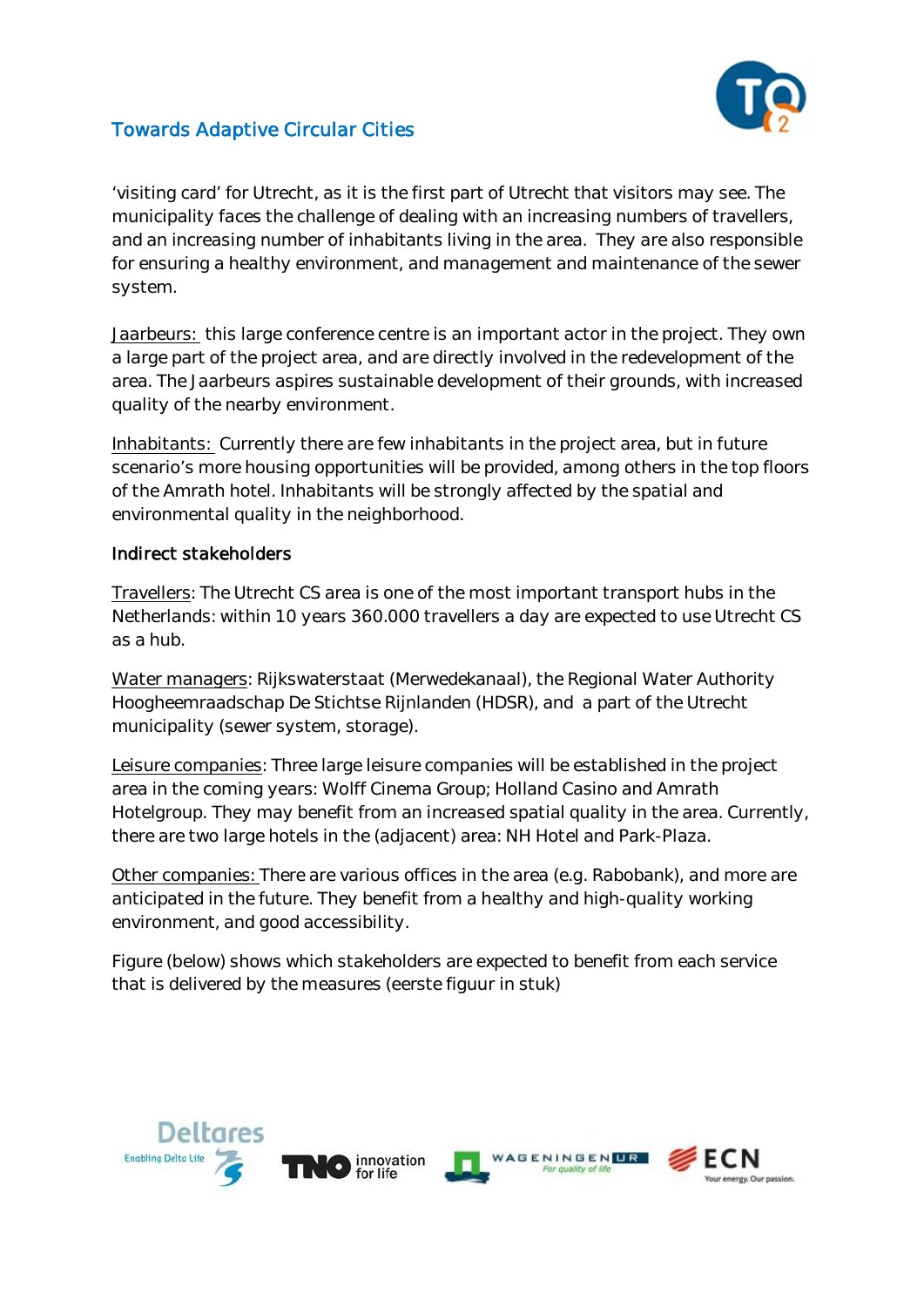'visiting card' for Utrecht, as it is the first part of Utrecht that visitors may see. The municipality faces the challenge of dealing with an increasing numbers of travellers, and an increasing number of inhabitants living in the area. They are also responsible for ensuring a healthy environment, and management and maintenance of the sewer system.

Jaarbeurs: this large conference centre is an important actor in the project. They own a large part of the project area, and are directly involved in the redevelopment of the area. The Jaarbeurs aspires sustainable development of their grounds, with increased quality of the nearby environment.

Inhabitants: Currently there are few inhabitants in the project area, but in future scenario's more housing opportunities will be provided, among others in the top floors of the Amrath hotel. Inhabitants will be strongly affected by the spatial and environmental quality in the neighborhood.

#### Indirect stakeholders

Travellers: The Utrecht CS area is one of the most important transport hubs in the Netherlands: within 10 years 360.000 travellers a day are expected to use Utrecht CS as a hub.

Water managers: Rijkswaterstaat (Merwedekanaal), the Regional Water Authority Hoogheemraadschap De Stichtse Rijnlanden (HDSR), and a part of the Utrecht municipality (sewer system, storage).

Leisure companies: Three large leisure companies will be established in the project area in the coming years: Wolff Cinema Group; Holland Casino and Amrath Hotelgroup. They may benefit from an increased spatial quality in the area. Currently, there are two large hotels in the (adjacent) area: NH Hotel and Park-Plaza.

Other companies: There are various offices in the area (e.g. Rabobank), and more are anticipated in the future. They benefit from a healthy and high-quality working environment, and good accessibility.

Figure (below) shows which stakeholders are expected to benefit from each service that is delivered by the measures (eerste figuur in stuk)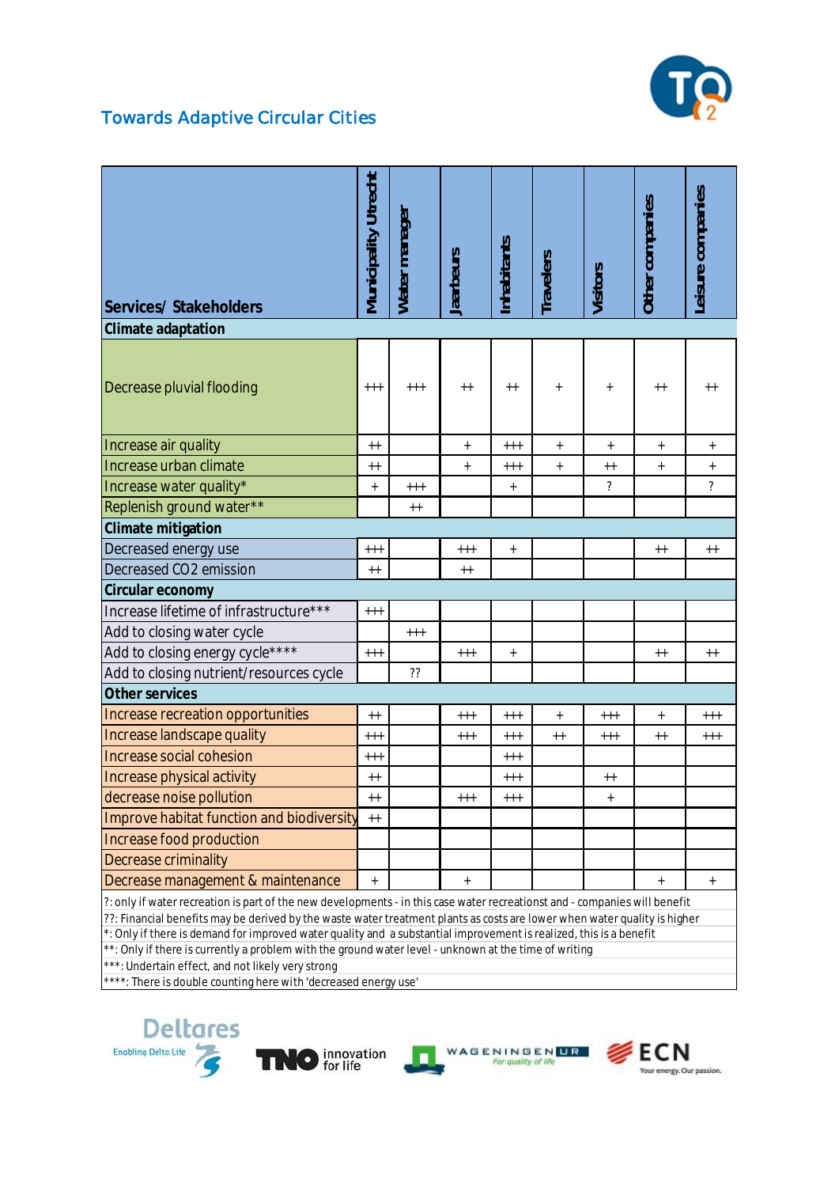## Towards Adaptive Circular Cities

| Services/ Stakeholders | Municipality Utrecht | Water manager | Jaarbeurs | Inhabitants | Travelers | Visitors | Other companies | Leisure companies |
|---|---|---|---|---|---|---|---|---|
| **Climate adaptation** | | | | | | | | |
| Decrease pluvial flooding | +++ | +++ | ++ | ++ | + | + | ++ | ++ |
| Increase air quality | ++ | | + | +++ | + | + | + | + |
| Increase urban climate | ++ | | + | +++ | + | ++ | + | + |
| Increase water quality* | + | +++ | | + | | ? | | ? |
| Replenish ground water** | | ++ | | | | | | |
| **Climate mitigation** | | | | | | | | |
| Decreased energy use | +++ | | +++ | + | | | ++ | ++ |
| Decreased CO2 emission | ++ | | ++ | | | | | |
| **Circular economy** | | | | | | | | |
| Increase lifetime of infrastructure*** | +++ | | | | | | | |
| Add to closing water cycle | | +++ | | | | | | |
| Add to closing energy cycle**** | +++ | | +++ | + | | | ++ | ++ |
| Add to closing nutrient/resources cycle | | ?? | | | | | | |
| **Other services** | | | | | | | | |
| Increase recreation opportunities | ++ | | +++ | +++ | + | +++ | + | +++ |
| Increase landscape quality | +++ | | +++ | +++ | ++ | +++ | ++ | +++ |
| Increase social cohesion | +++ | | | +++ | | | | |
| Increase physical activity | ++ | | | +++ | | ++ | | |
| decrease noise pollution | ++ | | +++ | +++ | | + | | |
| Improve habitat function and biodiversity | ++ | | | | | | | |
| Increase food production | | | | | | | | |
| Decrease criminality | | | | | | | | |
| Decrease management & maintenance | + | | + | | | | + | + |

?: only if water recreation is part of the new developments - in this case water recreationst and - companies will benefit
??: Financial benefits may be derived by the waste water treatment plants as costs are lower when water quality is higher
*: Only if there is demand for improved water quality and a substantial improvement is realized, this is a benefit
**: Only if there is currently a problem with the ground water level - unknown at the time of writing
***: Undertain effect, and not likely very strong
****: There is double counting here with 'decreased energy use'

Deltares Enabling Delta Life | TNO innovation for life | WAGENINGEN UR For quality of life | ECN Your energy. Our passion.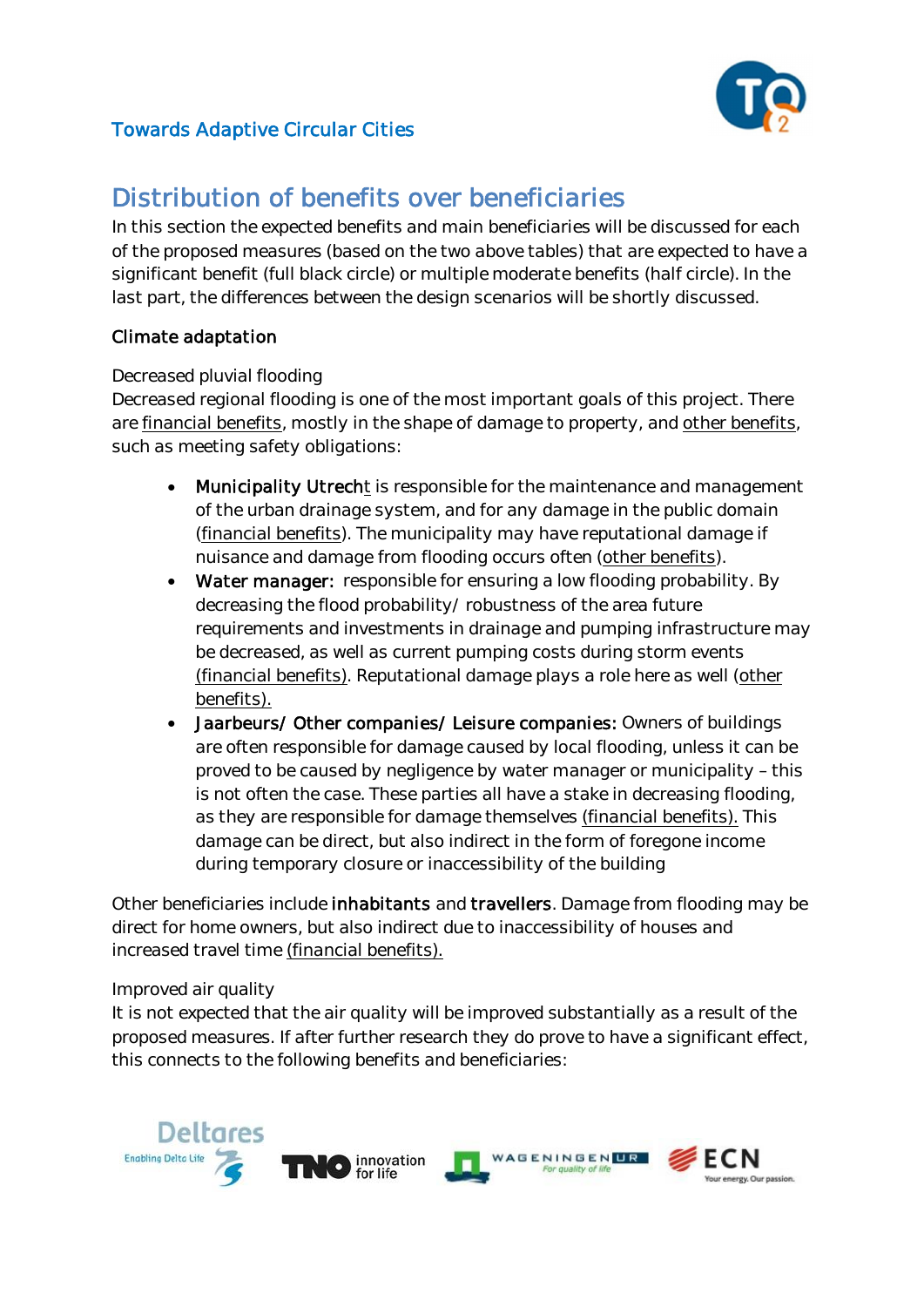## Distribution of benefits over beneficiaries

In this section the expected benefits and main beneficiaries will be discussed for each of the proposed measures (based on the two above tables) that are expected to have a significant benefit (full black circle) or multiple moderate benefits (half circle). In the last part, the differences between the design scenarios will be shortly discussed.

### Climate adaptation

Decreased pluvial flooding

Decreased regional flooding is one of the most important goals of this project. There are financial benefits, mostly in the shape of damage to property, and other benefits, such as meeting safety obligations:

- **Municipality Utrecht** is responsible for the maintenance and management of the urban drainage system, and for any damage in the public domain (financial benefits). The municipality may have reputational damage if nuisance and damage from flooding occurs often (other benefits).
- **Water manager:** responsible for ensuring a low flooding probability. By decreasing the flood probability/ robustness of the area future requirements and investments in drainage and pumping infrastructure may be decreased, as well as current pumping costs during storm events (financial benefits). Reputational damage plays a role here as well (other benefits).
- **Jaarbeurs/ Other companies/ Leisure companies:** Owners of buildings are often responsible for damage caused by local flooding, unless it can be proved to be caused by negligence by water manager or municipality – this is not often the case. These parties all have a stake in decreasing flooding, as they are responsible for damage themselves (financial benefits). This damage can be direct, but also indirect in the form of foregone income during temporary closure or inaccessibility of the building

Other beneficiaries include **inhabitants** and **travellers**. Damage from flooding may be direct for home owners, but also indirect due to inaccessibility of houses and increased travel time (financial benefits).

Improved air quality

It is not expected that the air quality will be improved substantially as a result of the proposed measures. If after further research they do prove to have a significant effect, this connects to the following benefits and beneficiaries: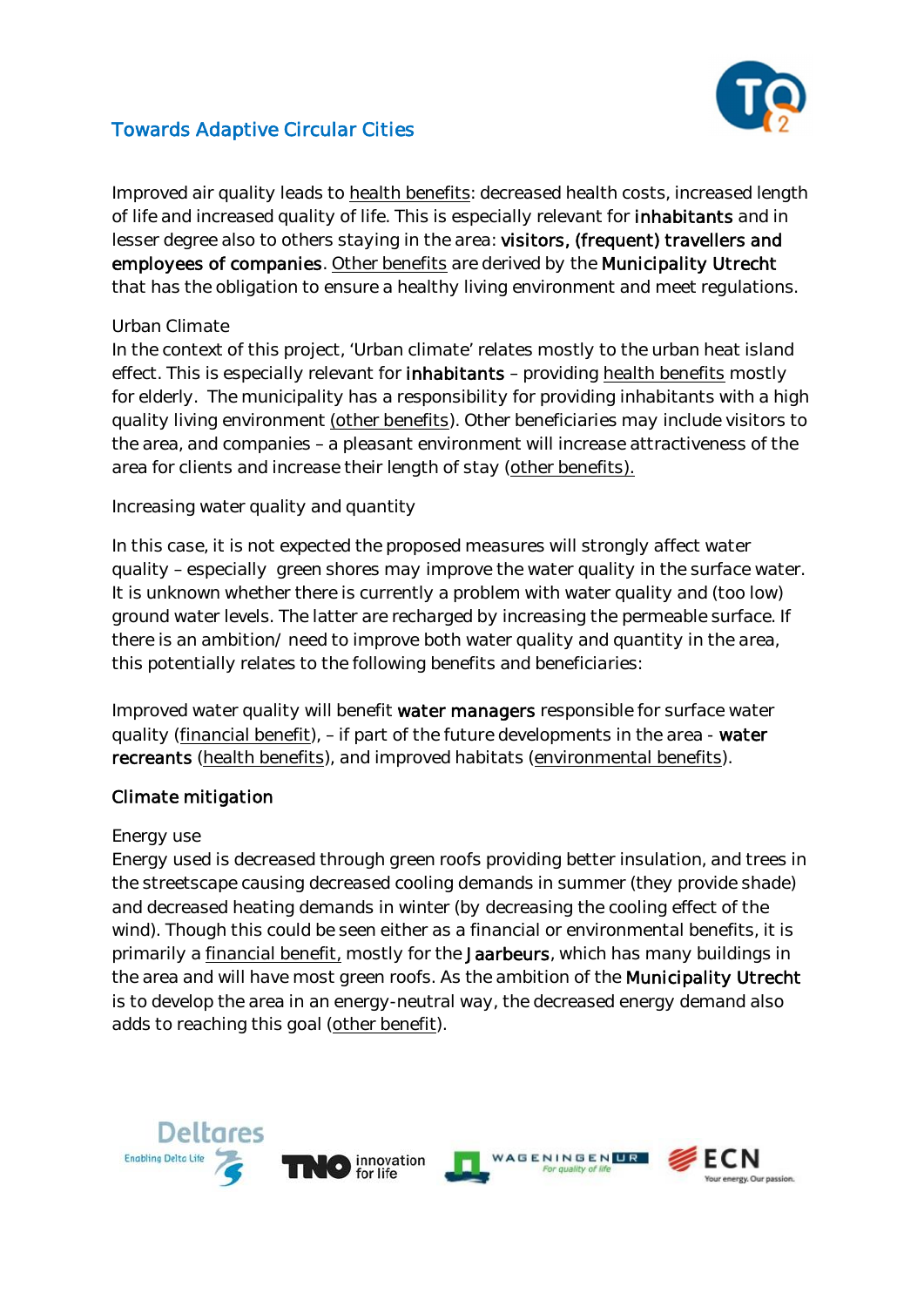Improved air quality leads to health benefits: decreased health costs, increased length of life and increased quality of life. This is especially relevant for **inhabitants** and in lesser degree also to others staying in the area: **visitors, (frequent) travellers and employees of companies**. Other benefits are derived by the **Municipality Utrecht** that has the obligation to ensure a healthy living environment and meet regulations.

Urban Climate

In the context of this project, 'Urban climate' relates mostly to the urban heat island effect. This is especially relevant for **inhabitants** – providing health benefits mostly for elderly. The municipality has a responsibility for providing inhabitants with a high quality living environment (other benefits). Other beneficiaries may include visitors to the area, and companies – a pleasant environment will increase attractiveness of the area for clients and increase their length of stay (other benefits).

Increasing water quality and quantity

In this case, it is not expected the proposed measures will strongly affect water quality – especially green shores may improve the water quality in the surface water. It is unknown whether there is currently a problem with water quality and (too low) ground water levels. The latter are recharged by increasing the permeable surface. If there is an ambition/ need to improve both water quality and quantity in the area, this potentially relates to the following benefits and beneficiaries:

Improved water quality will benefit **water managers** responsible for surface water quality (financial benefit), – if part of the future developments in the area - **water recreants** (health benefits), and improved habitats (environmental benefits).

**Climate mitigation**

Energy use

Energy used is decreased through green roofs providing better insulation, and trees in the streetscape causing decreased cooling demands in summer (they provide shade) and decreased heating demands in winter (by decreasing the cooling effect of the wind). Though this could be seen either as a financial or environmental benefits, it is primarily a financial benefit, mostly for the **Jaarbeurs**, which has many buildings in the area and will have most green roofs. As the ambition of the **Municipality Utrecht** is to develop the area in an energy-neutral way, the decreased energy demand also adds to reaching this goal (other benefit).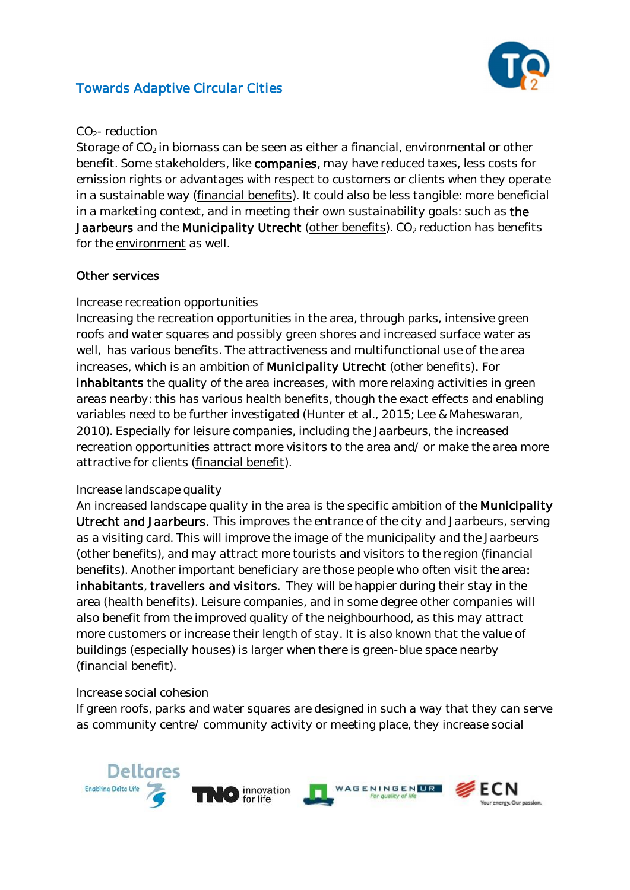$CO_2$- reduction

Storage of $CO_2$ in biomass can be seen as either a financial, environmental or other benefit. Some stakeholders, like **companies**, may have reduced taxes, less costs for emission rights or advantages with respect to customers or clients when they operate in a sustainable way (financial benefits). It could also be less tangible: more beneficial in a marketing context, and in meeting their own sustainability goals: such as **the Jaarbeurs** and the **Municipality Utrecht** (other benefits). $CO_2$ reduction has benefits for the environment as well.

### Other services

Increase recreation opportunities

Increasing the recreation opportunities in the area, through parks, intensive green roofs and water squares and possibly green shores and increased surface water as well, has various benefits. The attractiveness and multifunctional use of the area increases, which is an ambition of **Municipality Utrecht** (other benefits). For **inhabitants** the quality of the area increases, with more relaxing activities in green areas nearby: this has various health benefits, though the exact effects and enabling variables need to be further investigated (Hunter et al., 2015; Lee & Maheswaran, 2010). Especially for leisure companies, including the Jaarbeurs, the increased recreation opportunities attract more visitors to the area and/ or make the area more attractive for clients (financial benefit).

Increase landscape quality

An increased landscape quality in the area is the specific ambition of the **Municipality Utrecht and Jaarbeurs.** This improves the entrance of the city and Jaarbeurs, serving as a visiting card. This will improve the image of the municipality and the Jaarbeurs (other benefits), and may attract more tourists and visitors to the region (financial benefits). Another important beneficiary are those people who often visit the area: **inhabitants**, **travellers and visitors**. They will be happier during their stay in the area (health benefits). Leisure companies, and in some degree other companies will also benefit from the improved quality of the neighbourhood, as this may attract more customers or increase their length of stay. It is also known that the value of buildings (especially houses) is larger when there is green-blue space nearby (financial benefit).

Increase social cohesion

If green roofs, parks and water squares are designed in such a way that they can serve as community centre/ community activity or meeting place, they increase social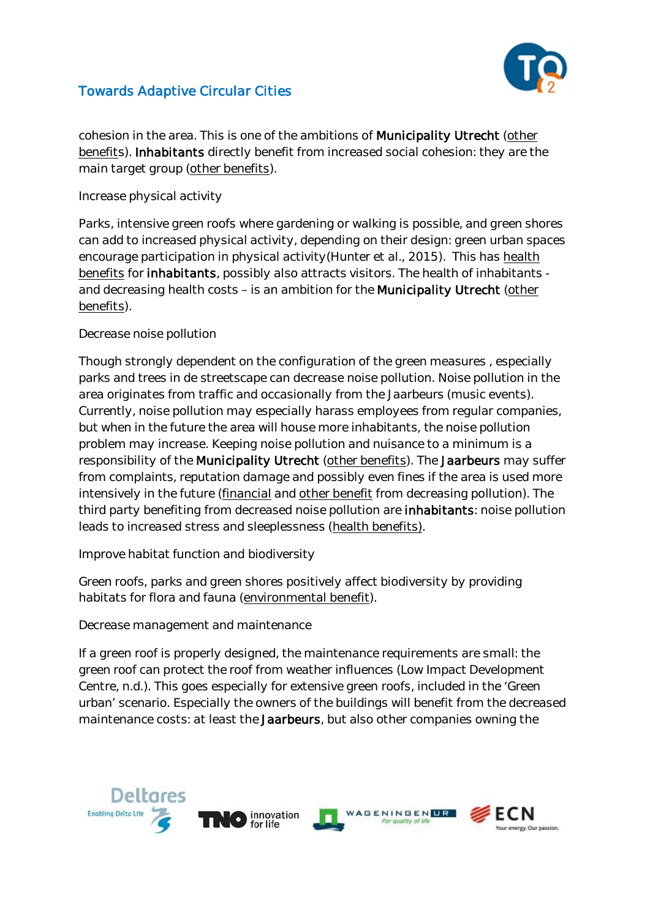cohesion in the area. This is one of the ambitions of **Municipality Utrecht** (other benefits). **Inhabitants** directly benefit from increased social cohesion: they are the main target group (other benefits).

Increase physical activity

Parks, intensive green roofs where gardening or walking is possible, and green shores can add to increased physical activity, depending on their design: green urban spaces encourage participation in physical activity(Hunter et al., 2015). This has health benefits for **inhabitants**, possibly also attracts visitors. The health of inhabitants - and decreasing health costs – is an ambition for the **Municipality Utrecht** (other benefits).

Decrease noise pollution

Though strongly dependent on the configuration of the green measures , especially parks and trees in de streetscape can decrease noise pollution. Noise pollution in the area originates from traffic and occasionally from the Jaarbeurs (music events). Currently, noise pollution may especially harass employees from regular companies, but when in the future the area will house more inhabitants, the noise pollution problem may increase. Keeping noise pollution and nuisance to a minimum is a responsibility of the **Municipality Utrecht** (other benefits). The **Jaarbeurs** may suffer from complaints, reputation damage and possibly even fines if the area is used more intensively in the future (financial and other benefit from decreasing pollution). The third party benefiting from decreased noise pollution are **inhabitants**: noise pollution leads to increased stress and sleeplessness (health benefits).

Improve habitat function and biodiversity

Green roofs, parks and green shores positively affect biodiversity by providing habitats for flora and fauna (environmental benefit).

Decrease management and maintenance

If a green roof is properly designed, the maintenance requirements are small: the green roof can protect the roof from weather influences (Low Impact Development Centre, n.d.). This goes especially for extensive green roofs, included in the 'Green urban' scenario. Especially the owners of the buildings will benefit from the decreased maintenance costs: at least the **Jaarbeurs**, but also other companies owning the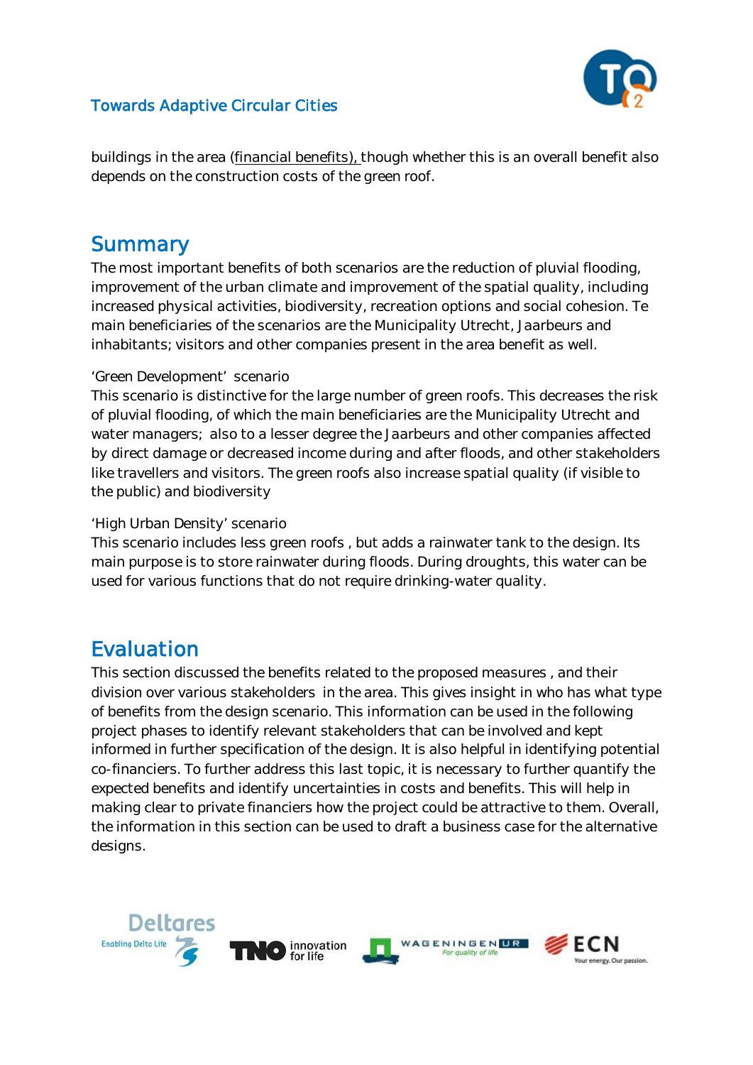buildings in the area (financial benefits), though whether this is an overall benefit also depends on the construction costs of the green roof.

## Summary

The most important benefits of both scenarios are the reduction of pluvial flooding, improvement of the urban climate and improvement of the spatial quality, including increased physical activities, biodiversity, recreation options and social cohesion. Te main beneficiaries of the scenarios are the Municipality Utrecht, Jaarbeurs and inhabitants; visitors and other companies present in the area benefit as well.

'Green Development' scenario

This scenario is distinctive for the large number of green roofs. This decreases the risk of pluvial flooding, of which the main beneficiaries are the Municipality Utrecht and water managers; also to a lesser degree the Jaarbeurs and other companies affected by direct damage or decreased income during and after floods, and other stakeholders like travellers and visitors. The green roofs also increase spatial quality (if visible to the public) and biodiversity

'High Urban Density' scenario

This scenario includes less green roofs , but adds a rainwater tank to the design. Its main purpose is to store rainwater during floods. During droughts, this water can be used for various functions that do not require drinking-water quality.

## Evaluation

This section discussed the benefits related to the proposed measures , and their division over various stakeholders in the area. This gives insight in who has what type of benefits from the design scenario. This information can be used in the following project phases to identify relevant stakeholders that can be involved and kept informed in further specification of the design. It is also helpful in identifying potential co-financiers. To further address this last topic, it is necessary to further quantify the expected benefits and identify uncertainties in costs and benefits. This will help in making clear to private financiers how the project could be attractive to them. Overall, the information in this section can be used to draft a business case for the alternative designs.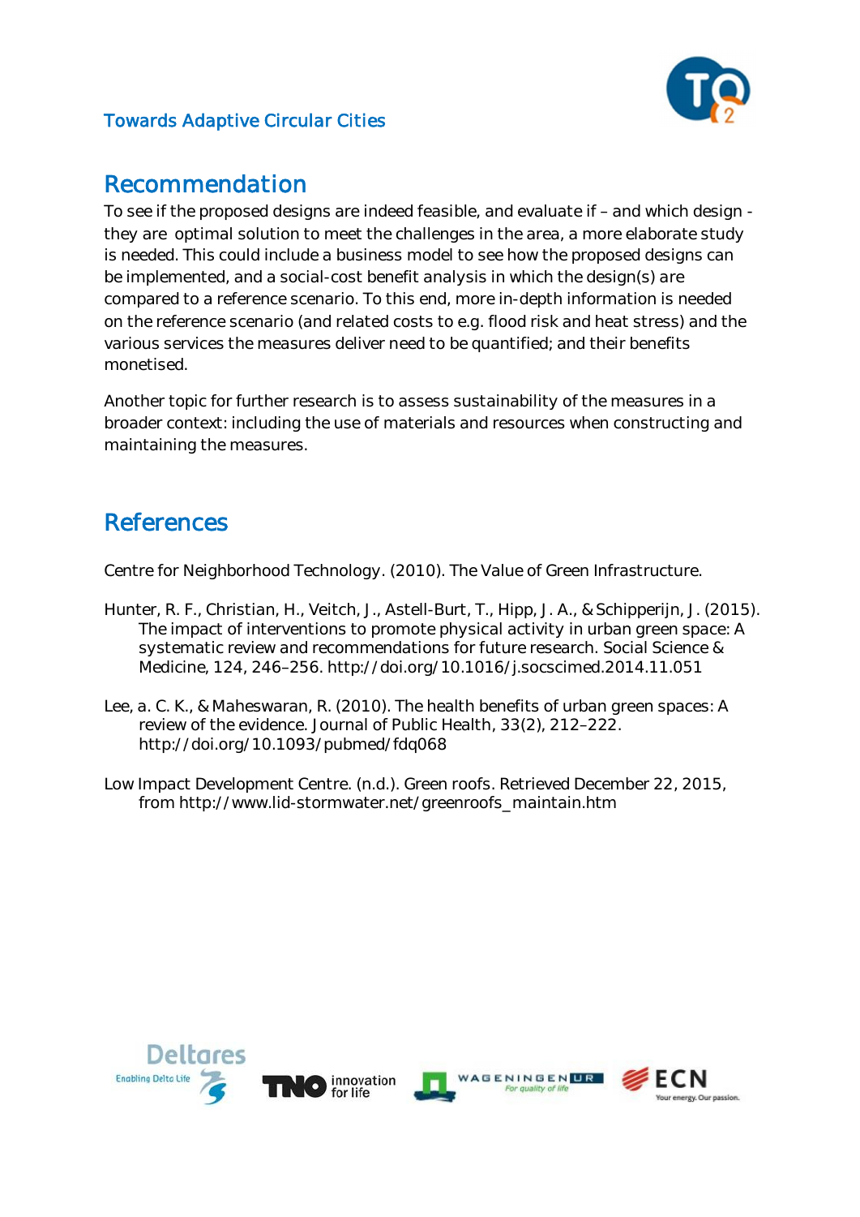## Recommendation

To see if the proposed designs are indeed feasible, and evaluate if – and which design - they are optimal solution to meet the challenges in the area, a more elaborate study is needed. This could include a business model to see how the proposed designs can be implemented, and a social-cost benefit analysis in which the design(s) are compared to a reference scenario. To this end, more in-depth information is needed on the reference scenario (and related costs to e.g. flood risk and heat stress) and the various services the measures deliver need to be quantified; and their benefits monetised.

Another topic for further research is to assess sustainability of the measures in a broader context: including the use of materials and resources when constructing and maintaining the measures.

## References

Centre for Neighborhood Technology. (2010). The Value of Green Infrastructure.

Hunter, R. F., Christian, H., Veitch, J., Astell-Burt, T., Hipp, J. A., & Schipperijn, J. (2015). The impact of interventions to promote physical activity in urban green space: A systematic review and recommendations for future research. Social Science & Medicine, 124, 246–256. http://doi.org/10.1016/j.socscimed.2014.11.051

Lee, a. C. K., & Maheswaran, R. (2010). The health benefits of urban green spaces: A review of the evidence. Journal of Public Health, 33(2), 212–222. http://doi.org/10.1093/pubmed/fdq068

Low Impact Development Centre. (n.d.). Green roofs. Retrieved December 22, 2015, from http://www.lid-stormwater.net/greenroofs_maintain.htm